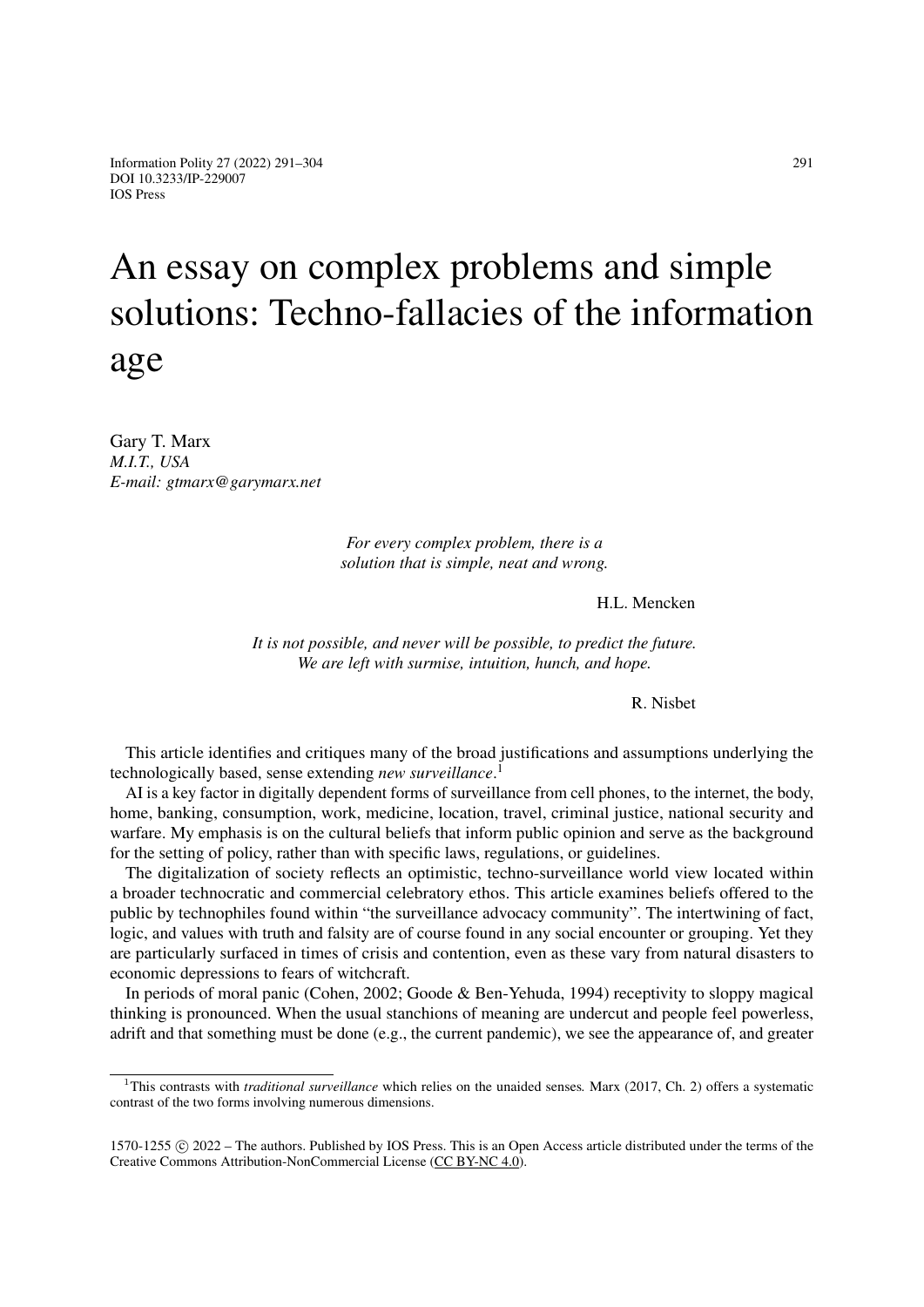# An essay on complex problems and simple solutions: Techno-fallacies of the information age

Gary T. Marx
*M.I.T., USA*
*E-mail: gtmarx@garymarx.net*

> *For every complex problem, there is a solution that is simple, neat and wrong.*
>
> H.L. Mencken

> *It is not possible, and never will be possible, to predict the future. We are left with surmise, intuition, hunch, and hope.*
>
> R. Nisbet

This article identifies and critiques many of the broad justifications and assumptions underlying the technologically based, sense extending *new surveillance*.[1]

AI is a key factor in digitally dependent forms of surveillance from cell phones, to the internet, the body, home, banking, consumption, work, medicine, location, travel, criminal justice, national security and warfare. My emphasis is on the cultural beliefs that inform public opinion and serve as the background for the setting of policy, rather than with specific laws, regulations, or guidelines.

The digitalization of society reflects an optimistic, techno-surveillance world view located within a broader technocratic and commercial celebratory ethos. This article examines beliefs offered to the public by technophiles found within "the surveillance advocacy community". The intertwining of fact, logic, and values with truth and falsity are of course found in any social encounter or grouping. Yet they are particularly surfaced in times of crisis and contention, even as these vary from natural disasters to economic depressions to fears of witchcraft.

In periods of moral panic (Cohen, 2002; Goode & Ben-Yehuda, 1994) receptivity to sloppy magical thinking is pronounced. When the usual stanchions of meaning are undercut and people feel powerless, adrift and that something must be done (e.g., the current pandemic), we see the appearance of, and greater

---

[1] This contrasts with *traditional surveillance* which relies on the unaided senses. Marx (2017, Ch. 2) offers a systematic contrast of the two forms involving numerous dimensions.

1570-1255 © 2022 – The authors. Published by IOS Press. This is an Open Access article distributed under the terms of the Creative Commons Attribution-NonCommercial License (CC BY-NC 4.0).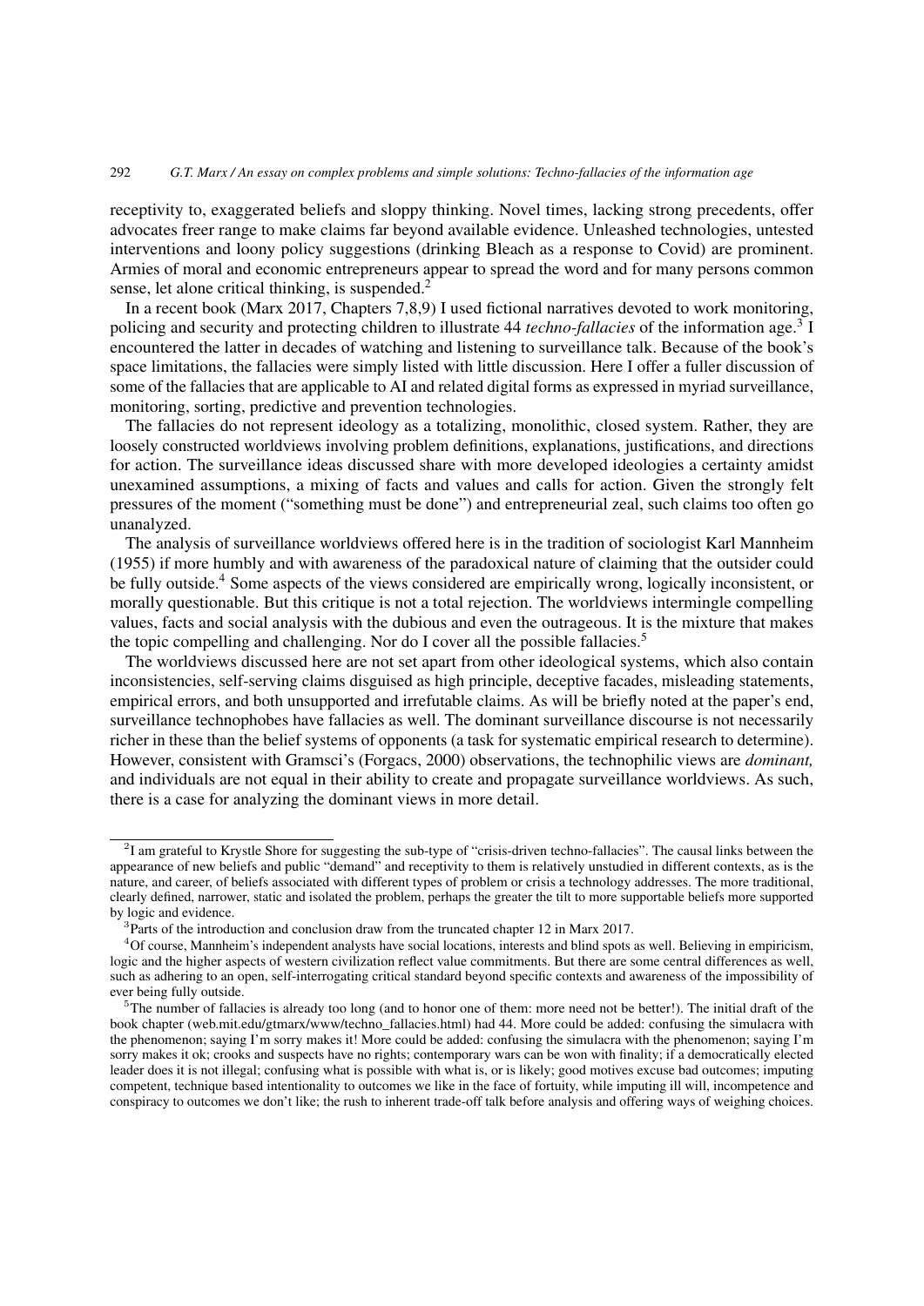receptivity to, exaggerated beliefs and sloppy thinking. Novel times, lacking strong precedents, offer advocates freer range to make claims far beyond available evidence. Unleashed technologies, untested interventions and loony policy suggestions (drinking Bleach as a response to Covid) are prominent. Armies of moral and economic entrepreneurs appear to spread the word and for many persons common sense, let alone critical thinking, is suspended.[2]

In a recent book (Marx 2017, Chapters 7,8,9) I used fictional narratives devoted to work monitoring, policing and security and protecting children to illustrate 44 *techno-fallacies* of the information age.[3] I encountered the latter in decades of watching and listening to surveillance talk. Because of the book's space limitations, the fallacies were simply listed with little discussion. Here I offer a fuller discussion of some of the fallacies that are applicable to AI and related digital forms as expressed in myriad surveillance, monitoring, sorting, predictive and prevention technologies.

The fallacies do not represent ideology as a totalizing, monolithic, closed system. Rather, they are loosely constructed worldviews involving problem definitions, explanations, justifications, and directions for action. The surveillance ideas discussed share with more developed ideologies a certainty amidst unexamined assumptions, a mixing of facts and values and calls for action. Given the strongly felt pressures of the moment ("something must be done") and entrepreneurial zeal, such claims too often go unanalyzed.

The analysis of surveillance worldviews offered here is in the tradition of sociologist Karl Mannheim (1955) if more humbly and with awareness of the paradoxical nature of claiming that the outsider could be fully outside.[4] Some aspects of the views considered are empirically wrong, logically inconsistent, or morally questionable. But this critique is not a total rejection. The worldviews intermingle compelling values, facts and social analysis with the dubious and even the outrageous. It is the mixture that makes the topic compelling and challenging. Nor do I cover all the possible fallacies.[5]

The worldviews discussed here are not set apart from other ideological systems, which also contain inconsistencies, self-serving claims disguised as high principle, deceptive facades, misleading statements, empirical errors, and both unsupported and irrefutable claims. As will be briefly noted at the paper's end, surveillance technophobes have fallacies as well. The dominant surveillance discourse is not necessarily richer in these than the belief systems of opponents (a task for systematic empirical research to determine). However, consistent with Gramsci's (Forgacs, 2000) observations, the technophilic views are *dominant,* and individuals are not equal in their ability to create and propagate surveillance worldviews. As such, there is a case for analyzing the dominant views in more detail.

---

[2] I am grateful to Krystle Shore for suggesting the sub-type of "crisis-driven techno-fallacies". The causal links between the appearance of new beliefs and public "demand" and receptivity to them is relatively unstudied in different contexts, as is the nature, and career, of beliefs associated with different types of problem or crisis a technology addresses. The more traditional, clearly defined, narrower, static and isolated the problem, perhaps the greater the tilt to more supportable beliefs more supported by logic and evidence.

[3] Parts of the introduction and conclusion draw from the truncated chapter 12 in Marx 2017.

[4] Of course, Mannheim's independent analysts have social locations, interests and blind spots as well. Believing in empiricism, logic and the higher aspects of western civilization reflect value commitments. But there are some central differences as well, such as adhering to an open, self-interrogating critical standard beyond specific contexts and awareness of the impossibility of ever being fully outside.

[5] The number of fallacies is already too long (and to honor one of them: more need not be better!). The initial draft of the book chapter (web.mit.edu/gtmarx/www/techno_fallacies.html) had 44. More could be added: confusing the simulacra with the phenomenon; saying I'm sorry makes it! More could be added: confusing the simulacra with the phenomenon; saying I'm sorry makes it ok; crooks and suspects have no rights; contemporary wars can be won with finality; if a democratically elected leader does it is not illegal; confusing what is possible with what is, or is likely; good motives excuse bad outcomes; imputing competent, technique based intentionality to outcomes we like in the face of fortuity, while imputing ill will, incompetence and conspiracy to outcomes we don't like; the rush to inherent trade-off talk before analysis and offering ways of weighing choices.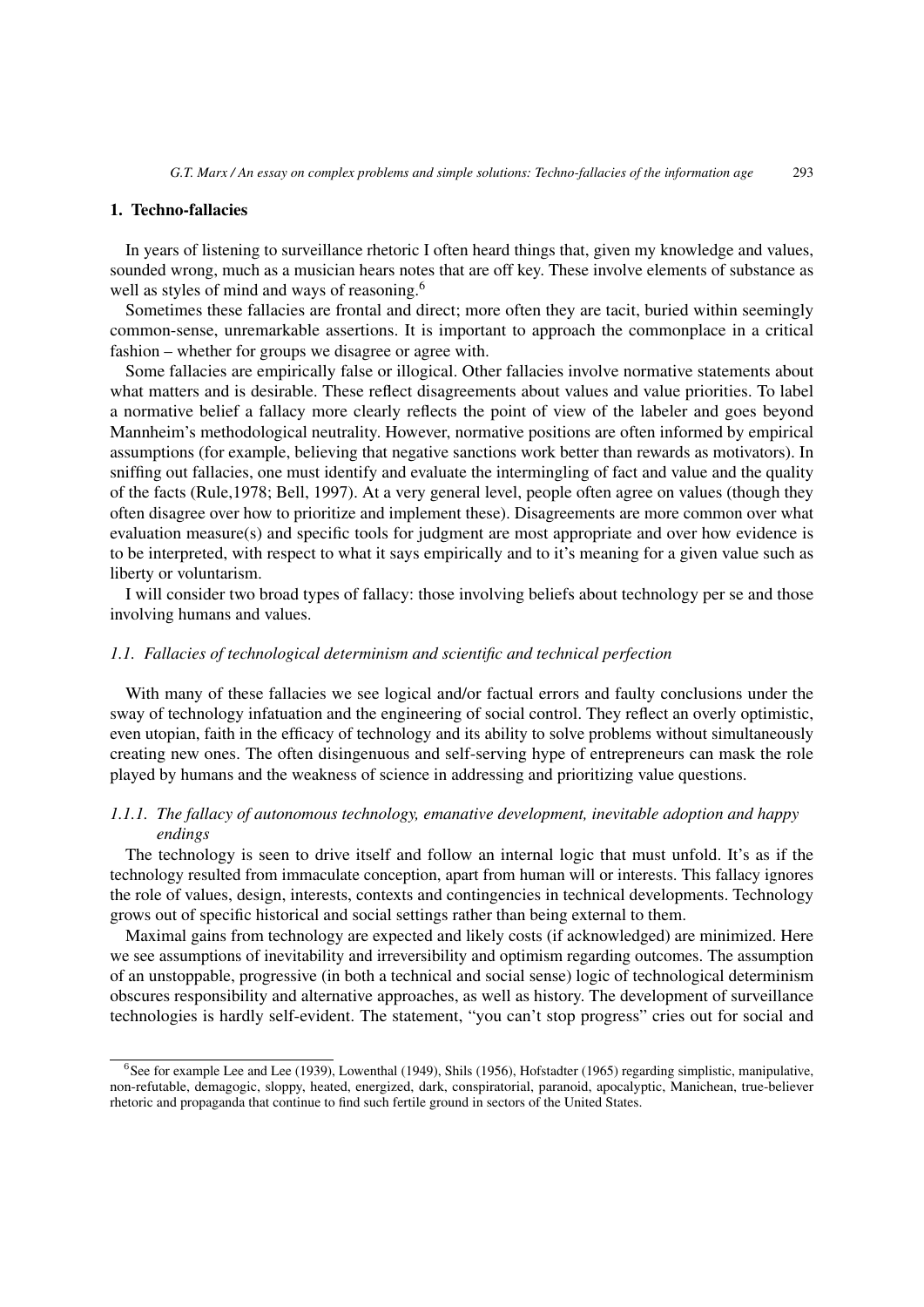## 1. Techno-fallacies

In years of listening to surveillance rhetoric I often heard things that, given my knowledge and values, sounded wrong, much as a musician hears notes that are off key. These involve elements of substance as well as styles of mind and ways of reasoning.[6]

Sometimes these fallacies are frontal and direct; more often they are tacit, buried within seemingly common-sense, unremarkable assertions. It is important to approach the commonplace in a critical fashion – whether for groups we disagree or agree with.

Some fallacies are empirically false or illogical. Other fallacies involve normative statements about what matters and is desirable. These reflect disagreements about values and value priorities. To label a normative belief a fallacy more clearly reflects the point of view of the labeler and goes beyond Mannheim's methodological neutrality. However, normative positions are often informed by empirical assumptions (for example, believing that negative sanctions work better than rewards as motivators). In sniffing out fallacies, one must identify and evaluate the intermingling of fact and value and the quality of the facts (Rule,1978; Bell, 1997). At a very general level, people often agree on values (though they often disagree over how to prioritize and implement these). Disagreements are more common over what evaluation measure(s) and specific tools for judgment are most appropriate and over how evidence is to be interpreted, with respect to what it says empirically and to it's meaning for a given value such as liberty or voluntarism.

I will consider two broad types of fallacy: those involving beliefs about technology per se and those involving humans and values.

### *1.1. Fallacies of technological determinism and scientific and technical perfection*

With many of these fallacies we see logical and/or factual errors and faulty conclusions under the sway of technology infatuation and the engineering of social control. They reflect an overly optimistic, even utopian, faith in the efficacy of technology and its ability to solve problems without simultaneously creating new ones. The often disingenuous and self-serving hype of entrepreneurs can mask the role played by humans and the weakness of science in addressing and prioritizing value questions.

#### *1.1.1. The fallacy of autonomous technology, emanative development, inevitable adoption and happy endings*

The technology is seen to drive itself and follow an internal logic that must unfold. It's as if the technology resulted from immaculate conception, apart from human will or interests. This fallacy ignores the role of values, design, interests, contexts and contingencies in technical developments. Technology grows out of specific historical and social settings rather than being external to them.

Maximal gains from technology are expected and likely costs (if acknowledged) are minimized. Here we see assumptions of inevitability and irreversibility and optimism regarding outcomes. The assumption of an unstoppable, progressive (in both a technical and social sense) logic of technological determinism obscures responsibility and alternative approaches, as well as history. The development of surveillance technologies is hardly self-evident. The statement, "you can't stop progress" cries out for social and

[6] See for example Lee and Lee (1939), Lowenthal (1949), Shils (1956), Hofstadter (1965) regarding simplistic, manipulative, non-refutable, demagogic, sloppy, heated, energized, dark, conspiratorial, paranoid, apocalyptic, Manichean, true-believer rhetoric and propaganda that continue to find such fertile ground in sectors of the United States.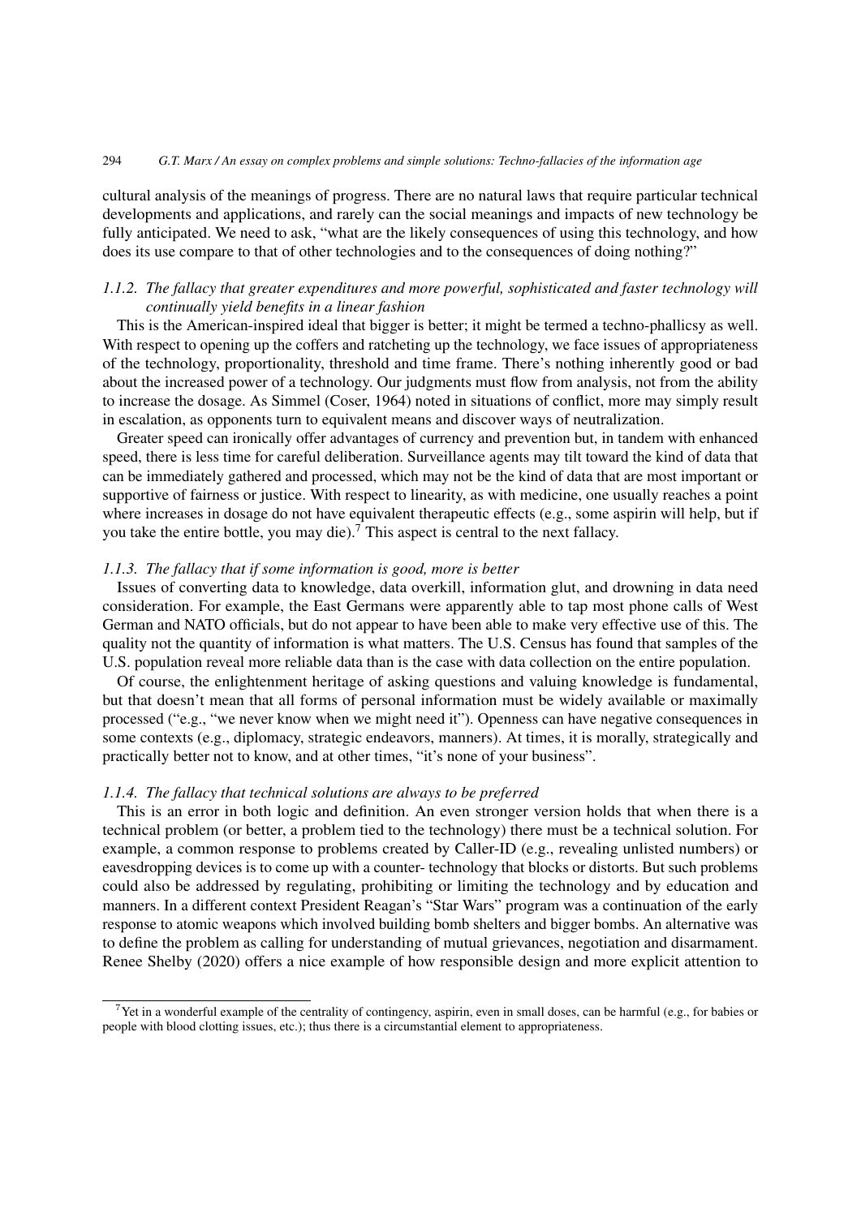cultural analysis of the meanings of progress. There are no natural laws that require particular technical developments and applications, and rarely can the social meanings and impacts of new technology be fully anticipated. We need to ask, "what are the likely consequences of using this technology, and how does its use compare to that of other technologies and to the consequences of doing nothing?"

#### *1.1.2. The fallacy that greater expenditures and more powerful, sophisticated and faster technology will continually yield benefits in a linear fashion*

This is the American-inspired ideal that bigger is better; it might be termed a techno-phallicsy as well. With respect to opening up the coffers and ratcheting up the technology, we face issues of appropriateness of the technology, proportionality, threshold and time frame. There's nothing inherently good or bad about the increased power of a technology. Our judgments must flow from analysis, not from the ability to increase the dosage. As Simmel (Coser, 1964) noted in situations of conflict, more may simply result in escalation, as opponents turn to equivalent means and discover ways of neutralization.

Greater speed can ironically offer advantages of currency and prevention but, in tandem with enhanced speed, there is less time for careful deliberation. Surveillance agents may tilt toward the kind of data that can be immediately gathered and processed, which may not be the kind of data that are most important or supportive of fairness or justice. With respect to linearity, as with medicine, one usually reaches a point where increases in dosage do not have equivalent therapeutic effects (e.g., some aspirin will help, but if you take the entire bottle, you may die).[7] This aspect is central to the next fallacy.

#### *1.1.3. The fallacy that if some information is good, more is better*

Issues of converting data to knowledge, data overkill, information glut, and drowning in data need consideration. For example, the East Germans were apparently able to tap most phone calls of West German and NATO officials, but do not appear to have been able to make very effective use of this. The quality not the quantity of information is what matters. The U.S. Census has found that samples of the U.S. population reveal more reliable data than is the case with data collection on the entire population.

Of course, the enlightenment heritage of asking questions and valuing knowledge is fundamental, but that doesn't mean that all forms of personal information must be widely available or maximally processed ("e.g., "we never know when we might need it"). Openness can have negative consequences in some contexts (e.g., diplomacy, strategic endeavors, manners). At times, it is morally, strategically and practically better not to know, and at other times, "it's none of your business".

#### *1.1.4. The fallacy that technical solutions are always to be preferred*

This is an error in both logic and definition. An even stronger version holds that when there is a technical problem (or better, a problem tied to the technology) there must be a technical solution. For example, a common response to problems created by Caller-ID (e.g., revealing unlisted numbers) or eavesdropping devices is to come up with a counter- technology that blocks or distorts. But such problems could also be addressed by regulating, prohibiting or limiting the technology and by education and manners. In a different context President Reagan's "Star Wars" program was a continuation of the early response to atomic weapons which involved building bomb shelters and bigger bombs. An alternative was to define the problem as calling for understanding of mutual grievances, negotiation and disarmament. Renee Shelby (2020) offers a nice example of how responsible design and more explicit attention to

---

[7] Yet in a wonderful example of the centrality of contingency, aspirin, even in small doses, can be harmful (e.g., for babies or people with blood clotting issues, etc.); thus there is a circumstantial element to appropriateness.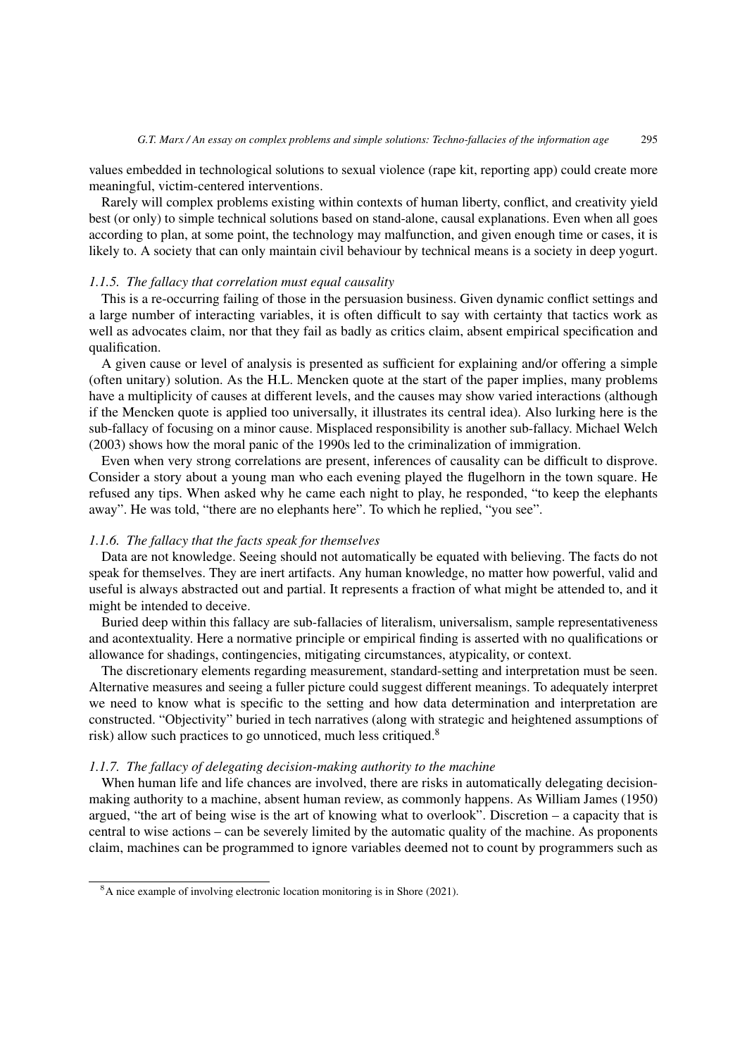values embedded in technological solutions to sexual violence (rape kit, reporting app) could create more meaningful, victim-centered interventions.

Rarely will complex problems existing within contexts of human liberty, conflict, and creativity yield best (or only) to simple technical solutions based on stand-alone, causal explanations. Even when all goes according to plan, at some point, the technology may malfunction, and given enough time or cases, it is likely to. A society that can only maintain civil behaviour by technical means is a society in deep yogurt.

#### *1.1.5. The fallacy that correlation must equal causality*

This is a re-occurring failing of those in the persuasion business. Given dynamic conflict settings and a large number of interacting variables, it is often difficult to say with certainty that tactics work as well as advocates claim, nor that they fail as badly as critics claim, absent empirical specification and qualification.

A given cause or level of analysis is presented as sufficient for explaining and/or offering a simple (often unitary) solution. As the H.L. Mencken quote at the start of the paper implies, many problems have a multiplicity of causes at different levels, and the causes may show varied interactions (although if the Mencken quote is applied too universally, it illustrates its central idea). Also lurking here is the sub-fallacy of focusing on a minor cause. Misplaced responsibility is another sub-fallacy. Michael Welch (2003) shows how the moral panic of the 1990s led to the criminalization of immigration.

Even when very strong correlations are present, inferences of causality can be difficult to disprove. Consider a story about a young man who each evening played the flugelhorn in the town square. He refused any tips. When asked why he came each night to play, he responded, "to keep the elephants away". He was told, "there are no elephants here". To which he replied, "you see".

#### *1.1.6. The fallacy that the facts speak for themselves*

Data are not knowledge. Seeing should not automatically be equated with believing. The facts do not speak for themselves. They are inert artifacts. Any human knowledge, no matter how powerful, valid and useful is always abstracted out and partial. It represents a fraction of what might be attended to, and it might be intended to deceive.

Buried deep within this fallacy are sub-fallacies of literalism, universalism, sample representativeness and acontextuality. Here a normative principle or empirical finding is asserted with no qualifications or allowance for shadings, contingencies, mitigating circumstances, atypicality, or context.

The discretionary elements regarding measurement, standard-setting and interpretation must be seen. Alternative measures and seeing a fuller picture could suggest different meanings. To adequately interpret we need to know what is specific to the setting and how data determination and interpretation are constructed. "Objectivity" buried in tech narratives (along with strategic and heightened assumptions of risk) allow such practices to go unnoticed, much less critiqued.[8]

#### *1.1.7. The fallacy of delegating decision-making authority to the machine*

When human life and life chances are involved, there are risks in automatically delegating decision-making authority to a machine, absent human review, as commonly happens. As William James (1950) argued, "the art of being wise is the art of knowing what to overlook". Discretion – a capacity that is central to wise actions – can be severely limited by the automatic quality of the machine. As proponents claim, machines can be programmed to ignore variables deemed not to count by programmers such as

[8] A nice example of involving electronic location monitoring is in Shore (2021).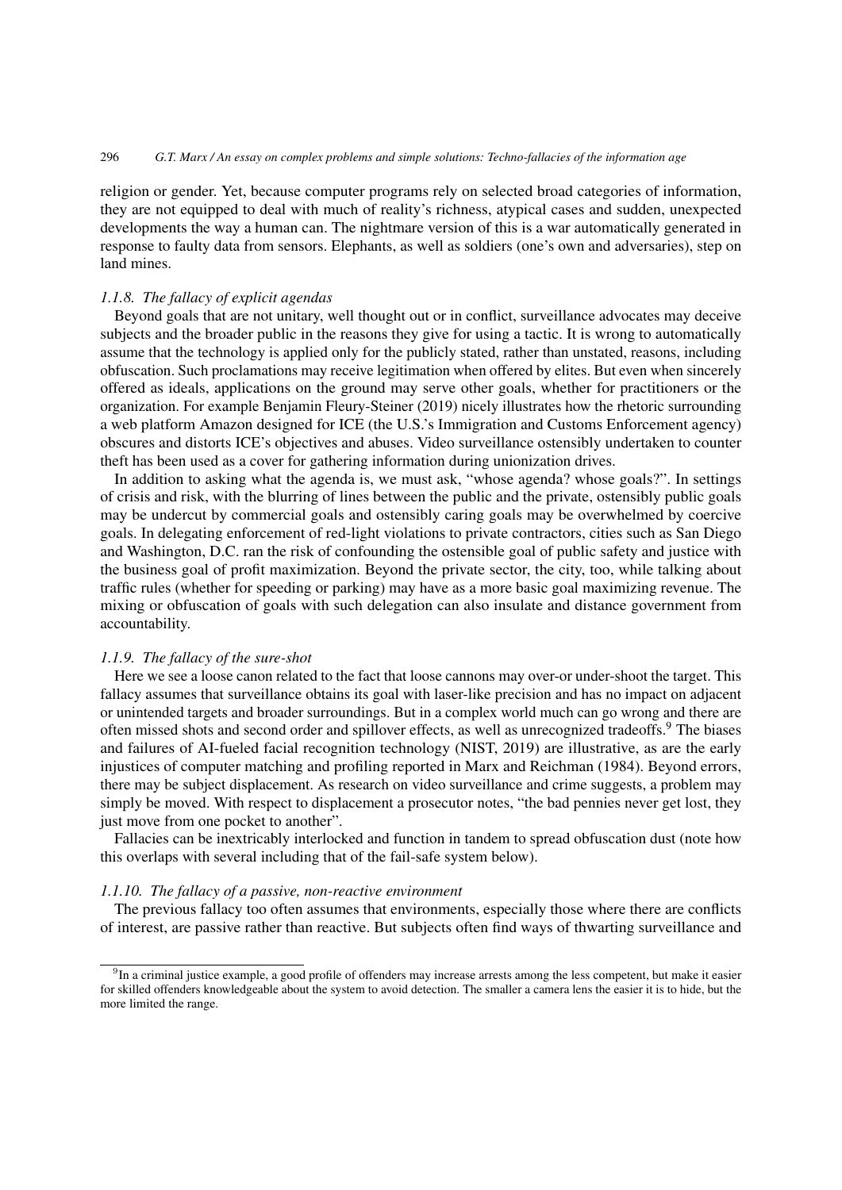religion or gender. Yet, because computer programs rely on selected broad categories of information, they are not equipped to deal with much of reality's richness, atypical cases and sudden, unexpected developments the way a human can. The nightmare version of this is a war automatically generated in response to faulty data from sensors. Elephants, as well as soldiers (one's own and adversaries), step on land mines.

#### *1.1.8. The fallacy of explicit agendas*

Beyond goals that are not unitary, well thought out or in conflict, surveillance advocates may deceive subjects and the broader public in the reasons they give for using a tactic. It is wrong to automatically assume that the technology is applied only for the publicly stated, rather than unstated, reasons, including obfuscation. Such proclamations may receive legitimation when offered by elites. But even when sincerely offered as ideals, applications on the ground may serve other goals, whether for practitioners or the organization. For example Benjamin Fleury-Steiner (2019) nicely illustrates how the rhetoric surrounding a web platform Amazon designed for ICE (the U.S.'s Immigration and Customs Enforcement agency) obscures and distorts ICE's objectives and abuses. Video surveillance ostensibly undertaken to counter theft has been used as a cover for gathering information during unionization drives.

In addition to asking what the agenda is, we must ask, "whose agenda? whose goals?". In settings of crisis and risk, with the blurring of lines between the public and the private, ostensibly public goals may be undercut by commercial goals and ostensibly caring goals may be overwhelmed by coercive goals. In delegating enforcement of red-light violations to private contractors, cities such as San Diego and Washington, D.C. ran the risk of confounding the ostensible goal of public safety and justice with the business goal of profit maximization. Beyond the private sector, the city, too, while talking about traffic rules (whether for speeding or parking) may have as a more basic goal maximizing revenue. The mixing or obfuscation of goals with such delegation can also insulate and distance government from accountability.

#### *1.1.9. The fallacy of the sure-shot*

Here we see a loose canon related to the fact that loose cannons may over-or under-shoot the target. This fallacy assumes that surveillance obtains its goal with laser-like precision and has no impact on adjacent or unintended targets and broader surroundings. But in a complex world much can go wrong and there are often missed shots and second order and spillover effects, as well as unrecognized tradeoffs.[9] The biases and failures of AI-fueled facial recognition technology (NIST, 2019) are illustrative, as are the early injustices of computer matching and profiling reported in Marx and Reichman (1984). Beyond errors, there may be subject displacement. As research on video surveillance and crime suggests, a problem may simply be moved. With respect to displacement a prosecutor notes, "the bad pennies never get lost, they just move from one pocket to another".

Fallacies can be inextricably interlocked and function in tandem to spread obfuscation dust (note how this overlaps with several including that of the fail-safe system below).

#### *1.1.10. The fallacy of a passive, non-reactive environment*

The previous fallacy too often assumes that environments, especially those where there are conflicts of interest, are passive rather than reactive. But subjects often find ways of thwarting surveillance and

[9] In a criminal justice example, a good profile of offenders may increase arrests among the less competent, but make it easier for skilled offenders knowledgeable about the system to avoid detection. The smaller a camera lens the easier it is to hide, but the more limited the range.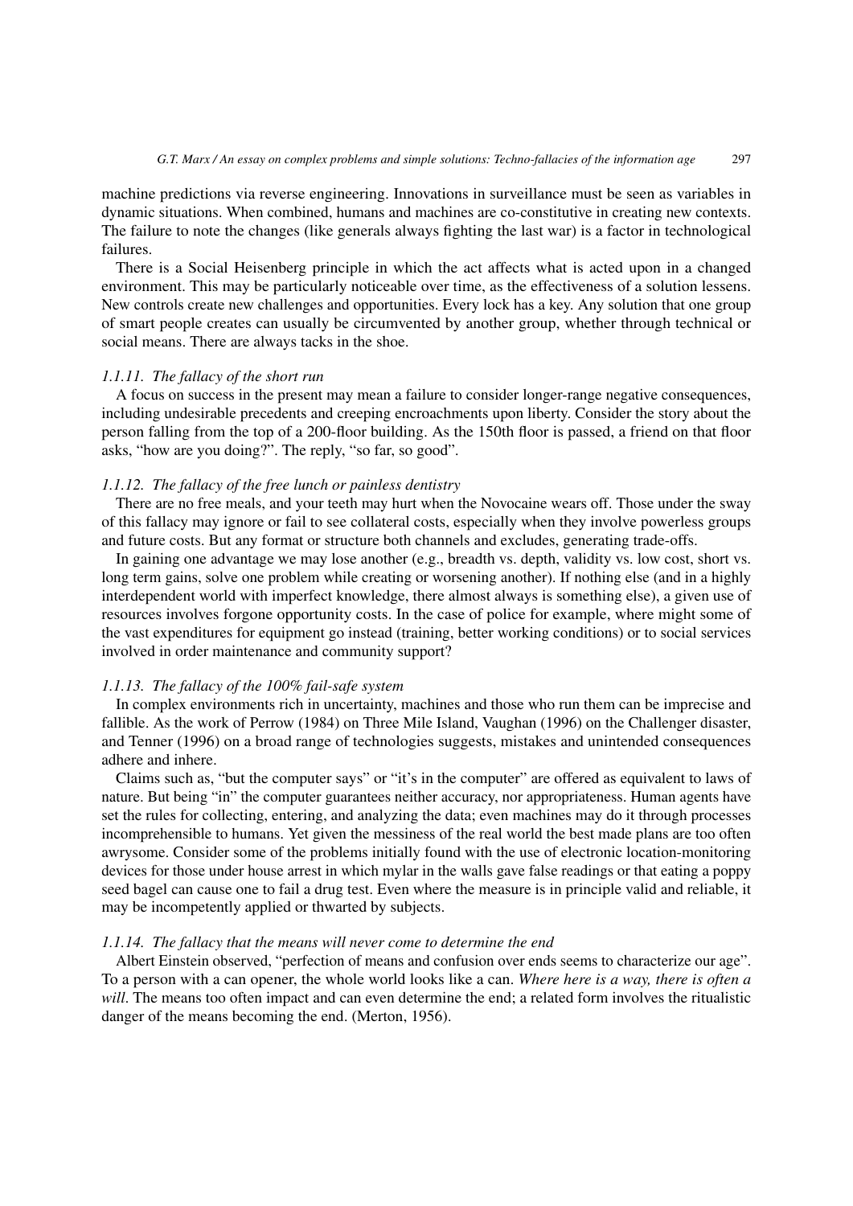machine predictions via reverse engineering. Innovations in surveillance must be seen as variables in dynamic situations. When combined, humans and machines are co-constitutive in creating new contexts. The failure to note the changes (like generals always fighting the last war) is a factor in technological failures.

There is a Social Heisenberg principle in which the act affects what is acted upon in a changed environment. This may be particularly noticeable over time, as the effectiveness of a solution lessens. New controls create new challenges and opportunities. Every lock has a key. Any solution that one group of smart people creates can usually be circumvented by another group, whether through technical or social means. There are always tacks in the shoe.

#### *1.1.11. The fallacy of the short run*

A focus on success in the present may mean a failure to consider longer-range negative consequences, including undesirable precedents and creeping encroachments upon liberty. Consider the story about the person falling from the top of a 200-floor building. As the 150th floor is passed, a friend on that floor asks, "how are you doing?". The reply, "so far, so good".

#### *1.1.12. The fallacy of the free lunch or painless dentistry*

There are no free meals, and your teeth may hurt when the Novocaine wears off. Those under the sway of this fallacy may ignore or fail to see collateral costs, especially when they involve powerless groups and future costs. But any format or structure both channels and excludes, generating trade-offs.

In gaining one advantage we may lose another (e.g., breadth vs. depth, validity vs. low cost, short vs. long term gains, solve one problem while creating or worsening another). If nothing else (and in a highly interdependent world with imperfect knowledge, there almost always is something else), a given use of resources involves forgone opportunity costs. In the case of police for example, where might some of the vast expenditures for equipment go instead (training, better working conditions) or to social services involved in order maintenance and community support?

#### *1.1.13. The fallacy of the 100% fail-safe system*

In complex environments rich in uncertainty, machines and those who run them can be imprecise and fallible. As the work of Perrow (1984) on Three Mile Island, Vaughan (1996) on the Challenger disaster, and Tenner (1996) on a broad range of technologies suggests, mistakes and unintended consequences adhere and inhere.

Claims such as, "but the computer says" or "it's in the computer" are offered as equivalent to laws of nature. But being "in" the computer guarantees neither accuracy, nor appropriateness. Human agents have set the rules for collecting, entering, and analyzing the data; even machines may do it through processes incomprehensible to humans. Yet given the messiness of the real world the best made plans are too often awrysome. Consider some of the problems initially found with the use of electronic location-monitoring devices for those under house arrest in which mylar in the walls gave false readings or that eating a poppy seed bagel can cause one to fail a drug test. Even where the measure is in principle valid and reliable, it may be incompetently applied or thwarted by subjects.

#### *1.1.14. The fallacy that the means will never come to determine the end*

Albert Einstein observed, "perfection of means and confusion over ends seems to characterize our age". To a person with a can opener, the whole world looks like a can. *Where here is a way, there is often a will*. The means too often impact and can even determine the end; a related form involves the ritualistic danger of the means becoming the end. (Merton, 1956).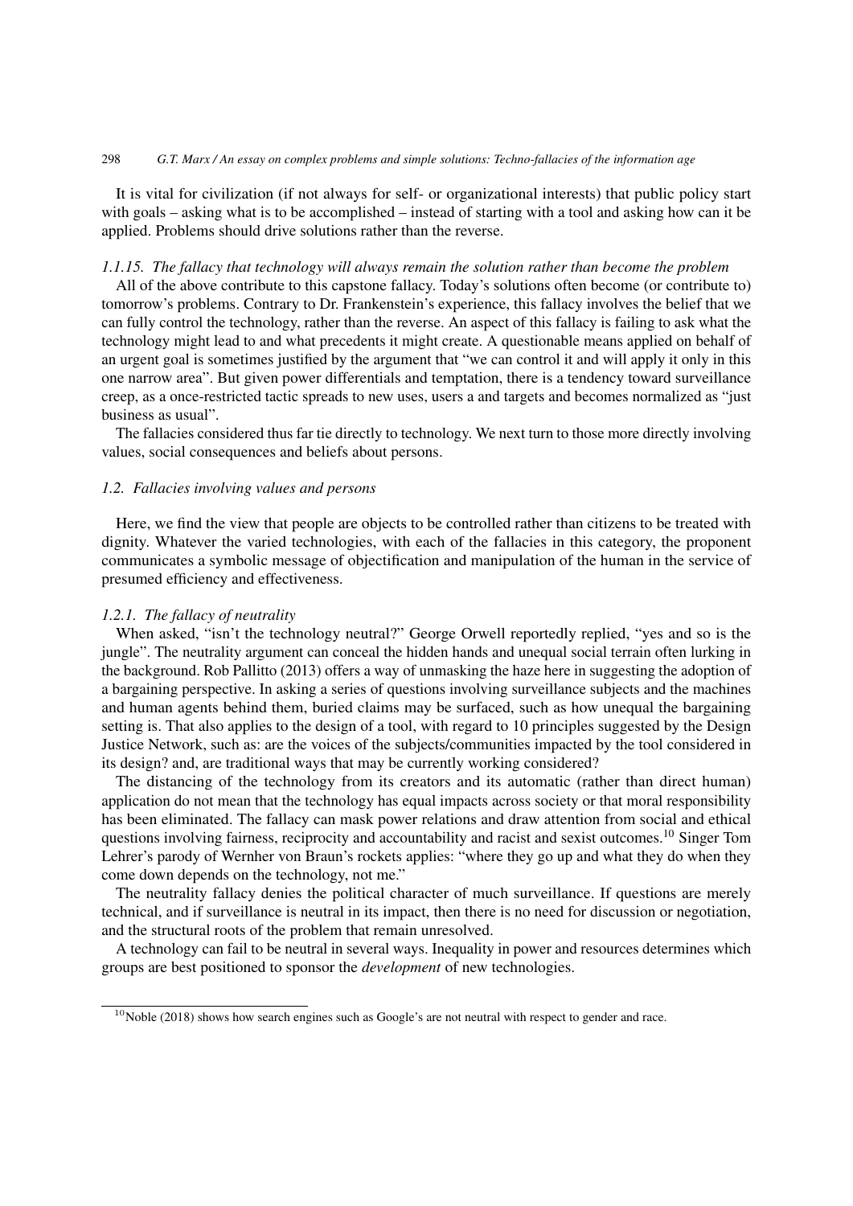It is vital for civilization (if not always for self- or organizational interests) that public policy start with goals – asking what is to be accomplished – instead of starting with a tool and asking how can it be applied. Problems should drive solutions rather than the reverse.

#### *1.1.15. The fallacy that technology will always remain the solution rather than become the problem*

All of the above contribute to this capstone fallacy. Today's solutions often become (or contribute to) tomorrow's problems. Contrary to Dr. Frankenstein's experience, this fallacy involves the belief that we can fully control the technology, rather than the reverse. An aspect of this fallacy is failing to ask what the technology might lead to and what precedents it might create. A questionable means applied on behalf of an urgent goal is sometimes justified by the argument that "we can control it and will apply it only in this one narrow area". But given power differentials and temptation, there is a tendency toward surveillance creep, as a once-restricted tactic spreads to new uses, users a and targets and becomes normalized as "just business as usual".

The fallacies considered thus far tie directly to technology. We next turn to those more directly involving values, social consequences and beliefs about persons.

### *1.2. Fallacies involving values and persons*

Here, we find the view that people are objects to be controlled rather than citizens to be treated with dignity. Whatever the varied technologies, with each of the fallacies in this category, the proponent communicates a symbolic message of objectification and manipulation of the human in the service of presumed efficiency and effectiveness.

#### *1.2.1. The fallacy of neutrality*

When asked, "isn't the technology neutral?" George Orwell reportedly replied, "yes and so is the jungle". The neutrality argument can conceal the hidden hands and unequal social terrain often lurking in the background. Rob Pallitto (2013) offers a way of unmasking the haze here in suggesting the adoption of a bargaining perspective. In asking a series of questions involving surveillance subjects and the machines and human agents behind them, buried claims may be surfaced, such as how unequal the bargaining setting is. That also applies to the design of a tool, with regard to 10 principles suggested by the Design Justice Network, such as: are the voices of the subjects/communities impacted by the tool considered in its design? and, are traditional ways that may be currently working considered?

The distancing of the technology from its creators and its automatic (rather than direct human) application do not mean that the technology has equal impacts across society or that moral responsibility has been eliminated. The fallacy can mask power relations and draw attention from social and ethical questions involving fairness, reciprocity and accountability and racist and sexist outcomes.[10] Singer Tom Lehrer's parody of Wernher von Braun's rockets applies: "where they go up and what they do when they come down depends on the technology, not me."

The neutrality fallacy denies the political character of much surveillance. If questions are merely technical, and if surveillance is neutral in its impact, then there is no need for discussion or negotiation, and the structural roots of the problem that remain unresolved.

A technology can fail to be neutral in several ways. Inequality in power and resources determines which groups are best positioned to sponsor the *development* of new technologies.

[10] Noble (2018) shows how search engines such as Google's are not neutral with respect to gender and race.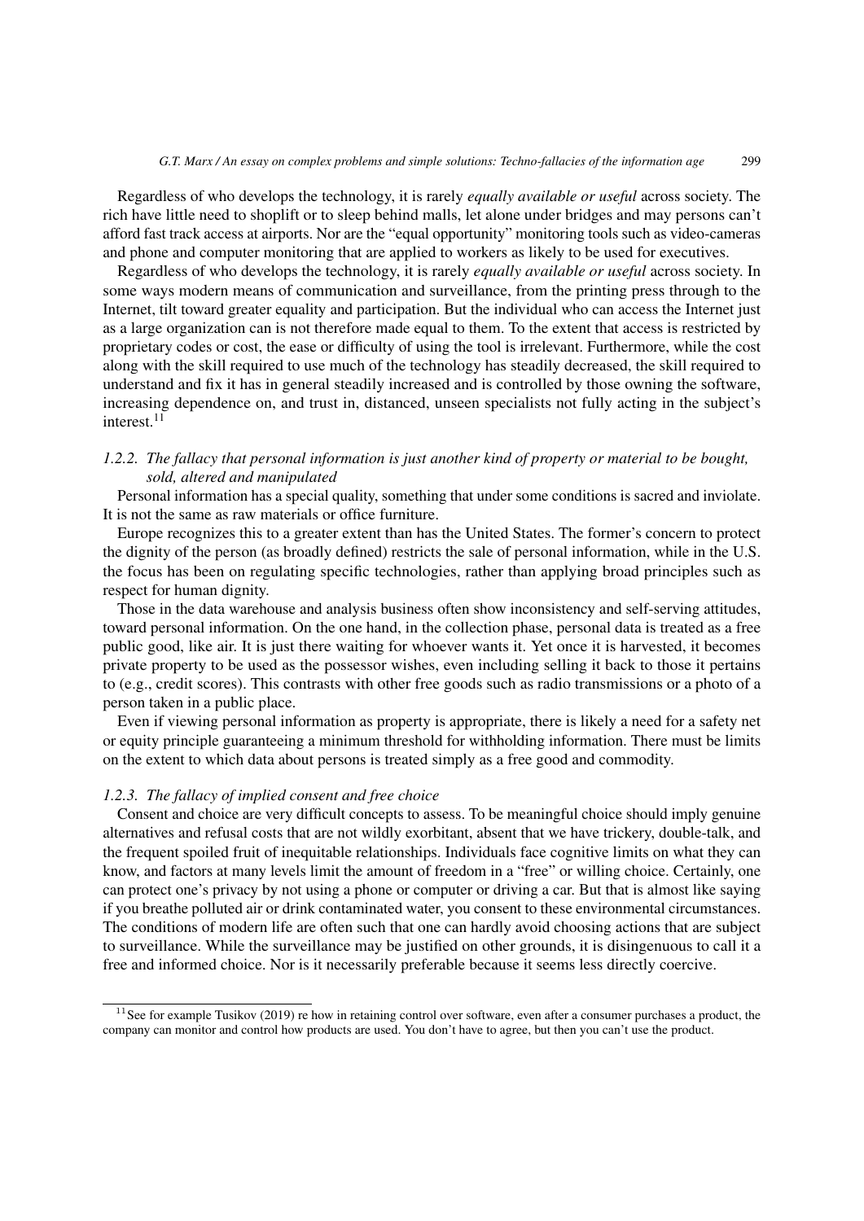Regardless of who develops the technology, it is rarely *equally available or useful* across society. The rich have little need to shoplift or to sleep behind malls, let alone under bridges and may persons can't afford fast track access at airports. Nor are the "equal opportunity" monitoring tools such as video-cameras and phone and computer monitoring that are applied to workers as likely to be used for executives.

Regardless of who develops the technology, it is rarely *equally available or useful* across society. In some ways modern means of communication and surveillance, from the printing press through to the Internet, tilt toward greater equality and participation. But the individual who can access the Internet just as a large organization can is not therefore made equal to them. To the extent that access is restricted by proprietary codes or cost, the ease or difficulty of using the tool is irrelevant. Furthermore, while the cost along with the skill required to use much of the technology has steadily decreased, the skill required to understand and fix it has in general steadily increased and is controlled by those owning the software, increasing dependence on, and trust in, distanced, unseen specialists not fully acting in the subject's interest.[11]

### *1.2.2. The fallacy that personal information is just another kind of property or material to be bought, sold, altered and manipulated*

Personal information has a special quality, something that under some conditions is sacred and inviolate. It is not the same as raw materials or office furniture.

Europe recognizes this to a greater extent than has the United States. The former's concern to protect the dignity of the person (as broadly defined) restricts the sale of personal information, while in the U.S. the focus has been on regulating specific technologies, rather than applying broad principles such as respect for human dignity.

Those in the data warehouse and analysis business often show inconsistency and self-serving attitudes, toward personal information. On the one hand, in the collection phase, personal data is treated as a free public good, like air. It is just there waiting for whoever wants it. Yet once it is harvested, it becomes private property to be used as the possessor wishes, even including selling it back to those it pertains to (e.g., credit scores). This contrasts with other free goods such as radio transmissions or a photo of a person taken in a public place.

Even if viewing personal information as property is appropriate, there is likely a need for a safety net or equity principle guaranteeing a minimum threshold for withholding information. There must be limits on the extent to which data about persons is treated simply as a free good and commodity.

### *1.2.3. The fallacy of implied consent and free choice*

Consent and choice are very difficult concepts to assess. To be meaningful choice should imply genuine alternatives and refusal costs that are not wildly exorbitant, absent that we have trickery, double-talk, and the frequent spoiled fruit of inequitable relationships. Individuals face cognitive limits on what they can know, and factors at many levels limit the amount of freedom in a "free" or willing choice. Certainly, one can protect one's privacy by not using a phone or computer or driving a car. But that is almost like saying if you breathe polluted air or drink contaminated water, you consent to these environmental circumstances. The conditions of modern life are often such that one can hardly avoid choosing actions that are subject to surveillance. While the surveillance may be justified on other grounds, it is disingenuous to call it a free and informed choice. Nor is it necessarily preferable because it seems less directly coercive.

[11] See for example Tusikov (2019) re how in retaining control over software, even after a consumer purchases a product, the company can monitor and control how products are used. You don't have to agree, but then you can't use the product.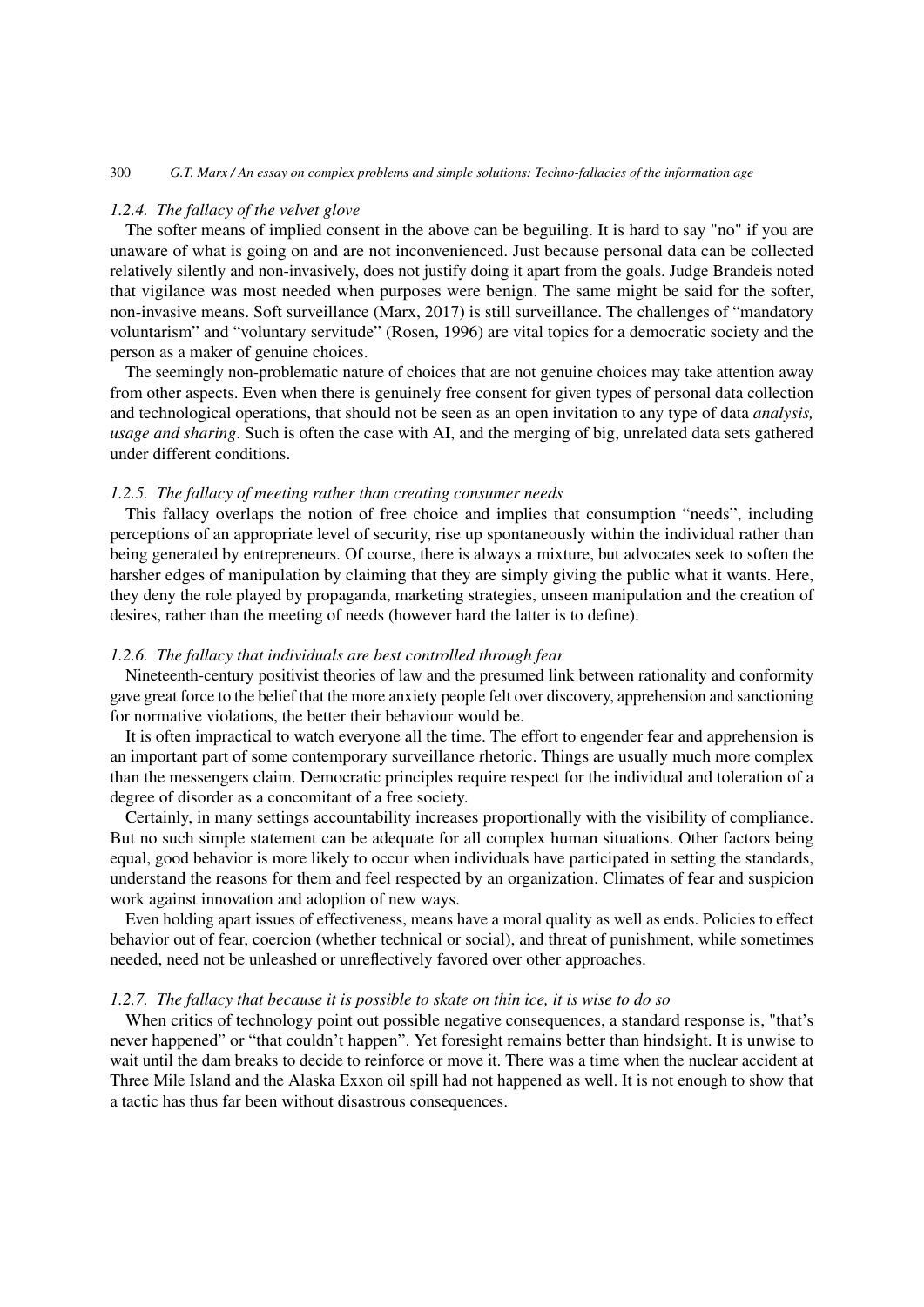#### *1.2.4. The fallacy of the velvet glove*

The softer means of implied consent in the above can be beguiling. It is hard to say "no" if you are unaware of what is going on and are not inconvenienced. Just because personal data can be collected relatively silently and non-invasively, does not justify doing it apart from the goals. Judge Brandeis noted that vigilance was most needed when purposes were benign. The same might be said for the softer, non-invasive means. Soft surveillance (Marx, 2017) is still surveillance. The challenges of "mandatory voluntarism" and "voluntary servitude" (Rosen, 1996) are vital topics for a democratic society and the person as a maker of genuine choices.

The seemingly non-problematic nature of choices that are not genuine choices may take attention away from other aspects. Even when there is genuinely free consent for given types of personal data collection and technological operations, that should not be seen as an open invitation to any type of data *analysis, usage and sharing*. Such is often the case with AI, and the merging of big, unrelated data sets gathered under different conditions.

#### *1.2.5. The fallacy of meeting rather than creating consumer needs*

This fallacy overlaps the notion of free choice and implies that consumption "needs", including perceptions of an appropriate level of security, rise up spontaneously within the individual rather than being generated by entrepreneurs. Of course, there is always a mixture, but advocates seek to soften the harsher edges of manipulation by claiming that they are simply giving the public what it wants. Here, they deny the role played by propaganda, marketing strategies, unseen manipulation and the creation of desires, rather than the meeting of needs (however hard the latter is to define).

#### *1.2.6. The fallacy that individuals are best controlled through fear*

Nineteenth-century positivist theories of law and the presumed link between rationality and conformity gave great force to the belief that the more anxiety people felt over discovery, apprehension and sanctioning for normative violations, the better their behaviour would be.

It is often impractical to watch everyone all the time. The effort to engender fear and apprehension is an important part of some contemporary surveillance rhetoric. Things are usually much more complex than the messengers claim. Democratic principles require respect for the individual and toleration of a degree of disorder as a concomitant of a free society.

Certainly, in many settings accountability increases proportionally with the visibility of compliance. But no such simple statement can be adequate for all complex human situations. Other factors being equal, good behavior is more likely to occur when individuals have participated in setting the standards, understand the reasons for them and feel respected by an organization. Climates of fear and suspicion work against innovation and adoption of new ways.

Even holding apart issues of effectiveness, means have a moral quality as well as ends. Policies to effect behavior out of fear, coercion (whether technical or social), and threat of punishment, while sometimes needed, need not be unleashed or unreflectively favored over other approaches.

#### *1.2.7. The fallacy that because it is possible to skate on thin ice, it is wise to do so*

When critics of technology point out possible negative consequences, a standard response is, "that's never happened" or "that couldn't happen". Yet foresight remains better than hindsight. It is unwise to wait until the dam breaks to decide to reinforce or move it. There was a time when the nuclear accident at Three Mile Island and the Alaska Exxon oil spill had not happened as well. It is not enough to show that a tactic has thus far been without disastrous consequences.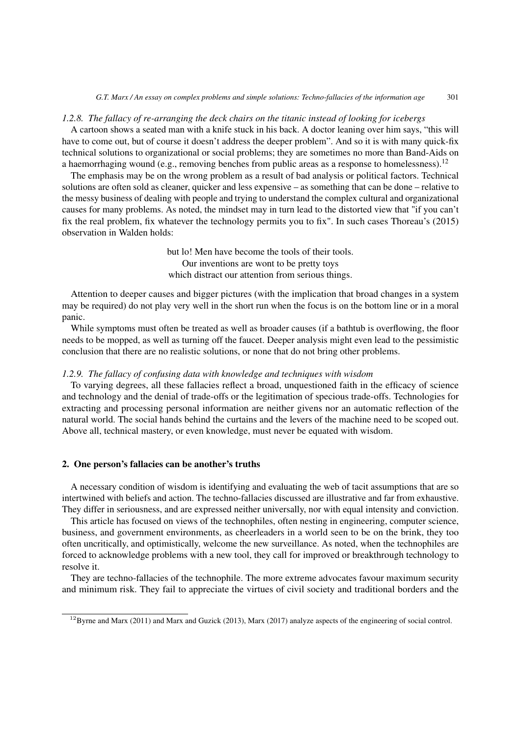*1.2.8. The fallacy of re-arranging the deck chairs on the titanic instead of looking for icebergs*

A cartoon shows a seated man with a knife stuck in his back. A doctor leaning over him says, "this will have to come out, but of course it doesn't address the deeper problem". And so it is with many quick-fix technical solutions to organizational or social problems; they are sometimes no more than Band-Aids on a haemorrhaging wound (e.g., removing benches from public areas as a response to homelessness).[12]

The emphasis may be on the wrong problem as a result of bad analysis or political factors. Technical solutions are often sold as cleaner, quicker and less expensive – as something that can be done – relative to the messy business of dealing with people and trying to understand the complex cultural and organizational causes for many problems. As noted, the mindset may in turn lead to the distorted view that "if you can't fix the real problem, fix whatever the technology permits you to fix". In such cases Thoreau's (2015) observation in Walden holds:

> but lo! Men have become the tools of their tools.
> Our inventions are wont to be pretty toys
> which distract our attention from serious things.

Attention to deeper causes and bigger pictures (with the implication that broad changes in a system may be required) do not play very well in the short run when the focus is on the bottom line or in a moral panic.

While symptoms must often be treated as well as broader causes (if a bathtub is overflowing, the floor needs to be mopped, as well as turning off the faucet. Deeper analysis might even lead to the pessimistic conclusion that there are no realistic solutions, or none that do not bring other problems.

*1.2.9. The fallacy of confusing data with knowledge and techniques with wisdom*

To varying degrees, all these fallacies reflect a broad, unquestioned faith in the efficacy of science and technology and the denial of trade-offs or the legitimation of specious trade-offs. Technologies for extracting and processing personal information are neither givens nor an automatic reflection of the natural world. The social hands behind the curtains and the levers of the machine need to be scoped out. Above all, technical mastery, or even knowledge, must never be equated with wisdom.

## 2. One person's fallacies can be another's truths

A necessary condition of wisdom is identifying and evaluating the web of tacit assumptions that are so intertwined with beliefs and action. The techno-fallacies discussed are illustrative and far from exhaustive. They differ in seriousness, and are expressed neither universally, nor with equal intensity and conviction.

This article has focused on views of the technophiles, often nesting in engineering, computer science, business, and government environments, as cheerleaders in a world seen to be on the brink, they too often uncritically, and optimistically, welcome the new surveillance. As noted, when the technophiles are forced to acknowledge problems with a new tool, they call for improved or breakthrough technology to resolve it.

They are techno-fallacies of the technophile. The more extreme advocates favour maximum security and minimum risk. They fail to appreciate the virtues of civil society and traditional borders and the

[12] Byrne and Marx (2011) and Marx and Guzick (2013), Marx (2017) analyze aspects of the engineering of social control.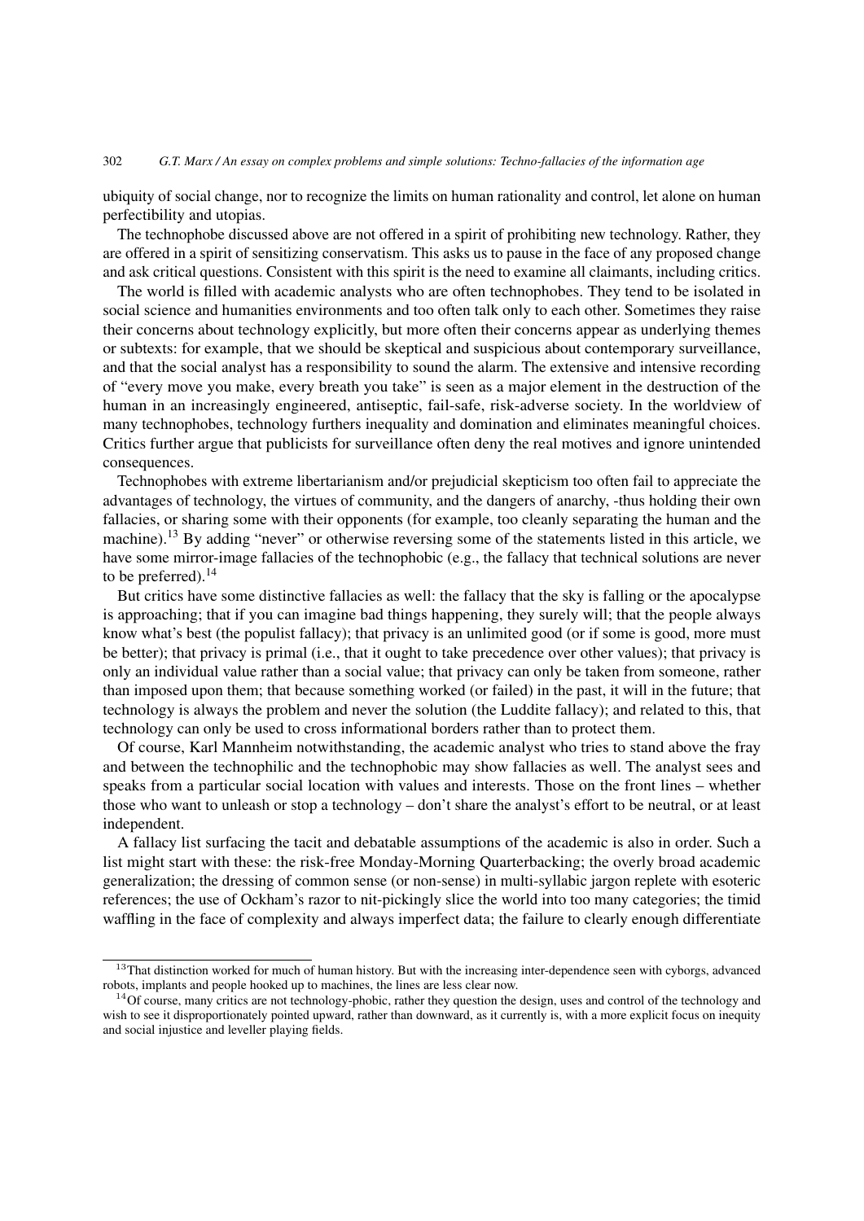ubiquity of social change, nor to recognize the limits on human rationality and control, let alone on human perfectibility and utopias.

The technophobe discussed above are not offered in a spirit of prohibiting new technology. Rather, they are offered in a spirit of sensitizing conservatism. This asks us to pause in the face of any proposed change and ask critical questions. Consistent with this spirit is the need to examine all claimants, including critics.

The world is filled with academic analysts who are often technophobes. They tend to be isolated in social science and humanities environments and too often talk only to each other. Sometimes they raise their concerns about technology explicitly, but more often their concerns appear as underlying themes or subtexts: for example, that we should be skeptical and suspicious about contemporary surveillance, and that the social analyst has a responsibility to sound the alarm. The extensive and intensive recording of "every move you make, every breath you take" is seen as a major element in the destruction of the human in an increasingly engineered, antiseptic, fail-safe, risk-adverse society. In the worldview of many technophobes, technology furthers inequality and domination and eliminates meaningful choices. Critics further argue that publicists for surveillance often deny the real motives and ignore unintended consequences.

Technophobes with extreme libertarianism and/or prejudicial skepticism too often fail to appreciate the advantages of technology, the virtues of community, and the dangers of anarchy, -thus holding their own fallacies, or sharing some with their opponents (for example, too cleanly separating the human and the machine).[13] By adding "never" or otherwise reversing some of the statements listed in this article, we have some mirror-image fallacies of the technophobic (e.g., the fallacy that technical solutions are never to be preferred).[14]

But critics have some distinctive fallacies as well: the fallacy that the sky is falling or the apocalypse is approaching; that if you can imagine bad things happening, they surely will; that the people always know what's best (the populist fallacy); that privacy is an unlimited good (or if some is good, more must be better); that privacy is primal (i.e., that it ought to take precedence over other values); that privacy is only an individual value rather than a social value; that privacy can only be taken from someone, rather than imposed upon them; that because something worked (or failed) in the past, it will in the future; that technology is always the problem and never the solution (the Luddite fallacy); and related to this, that technology can only be used to cross informational borders rather than to protect them.

Of course, Karl Mannheim notwithstanding, the academic analyst who tries to stand above the fray and between the technophilic and the technophobic may show fallacies as well. The analyst sees and speaks from a particular social location with values and interests. Those on the front lines – whether those who want to unleash or stop a technology – don't share the analyst's effort to be neutral, or at least independent.

A fallacy list surfacing the tacit and debatable assumptions of the academic is also in order. Such a list might start with these: the risk-free Monday-Morning Quarterbacking; the overly broad academic generalization; the dressing of common sense (or non-sense) in multi-syllabic jargon replete with esoteric references; the use of Ockham's razor to nit-pickingly slice the world into too many categories; the timid waffling in the face of complexity and always imperfect data; the failure to clearly enough differentiate

---

[13] That distinction worked for much of human history. But with the increasing inter-dependence seen with cyborgs, advanced robots, implants and people hooked up to machines, the lines are less clear now.

[14] Of course, many critics are not technology-phobic, rather they question the design, uses and control of the technology and wish to see it disproportionately pointed upward, rather than downward, as it currently is, with a more explicit focus on inequity and social injustice and leveller playing fields.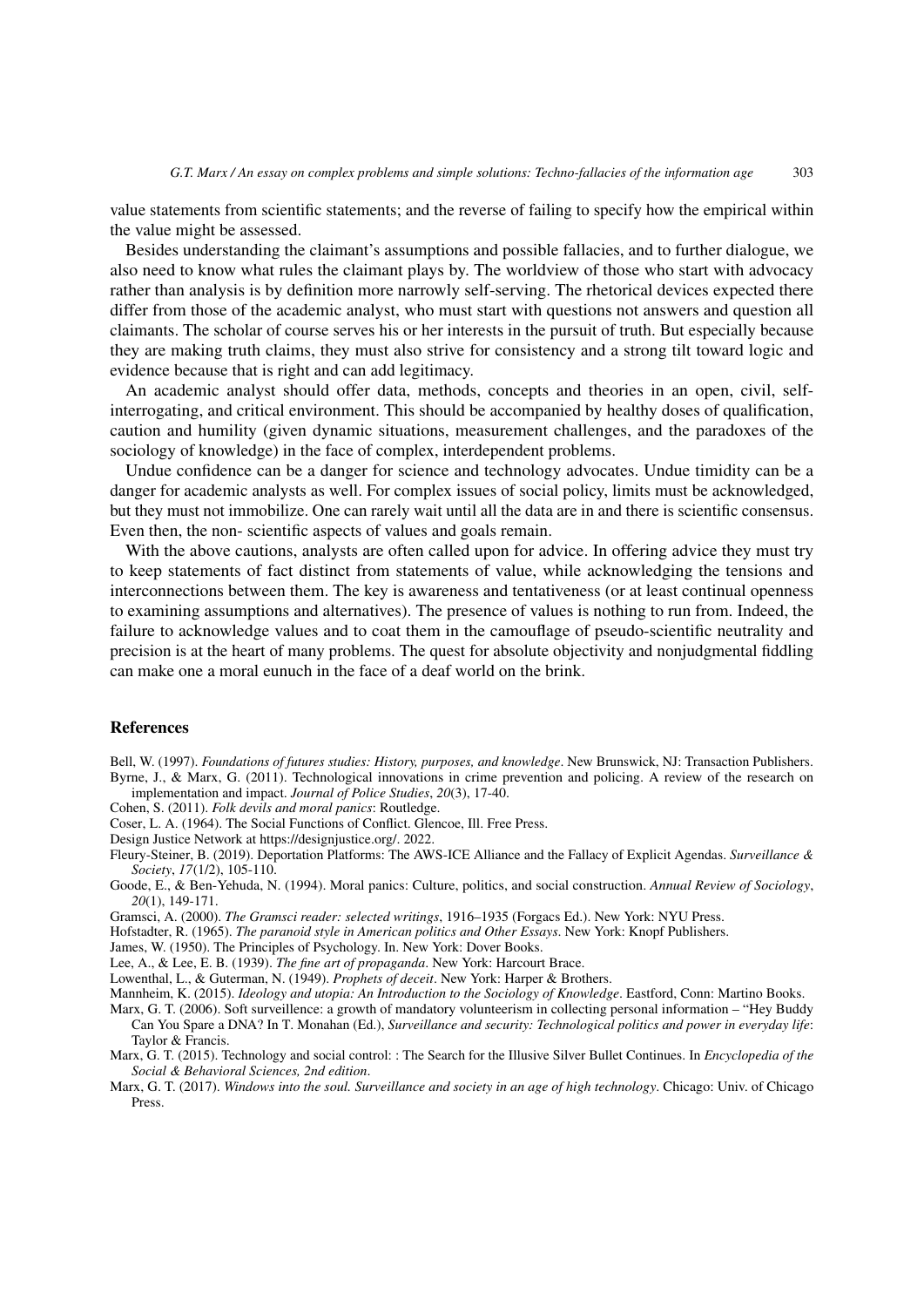value statements from scientific statements; and the reverse of failing to specify how the empirical within the value might be assessed.

Besides understanding the claimant's assumptions and possible fallacies, and to further dialogue, we also need to know what rules the claimant plays by. The worldview of those who start with advocacy rather than analysis is by definition more narrowly self-serving. The rhetorical devices expected there differ from those of the academic analyst, who must start with questions not answers and question all claimants. The scholar of course serves his or her interests in the pursuit of truth. But especially because they are making truth claims, they must also strive for consistency and a strong tilt toward logic and evidence because that is right and can add legitimacy.

An academic analyst should offer data, methods, concepts and theories in an open, civil, self-interrogating, and critical environment. This should be accompanied by healthy doses of qualification, caution and humility (given dynamic situations, measurement challenges, and the paradoxes of the sociology of knowledge) in the face of complex, interdependent problems.

Undue confidence can be a danger for science and technology advocates. Undue timidity can be a danger for academic analysts as well. For complex issues of social policy, limits must be acknowledged, but they must not immobilize. One can rarely wait until all the data are in and there is scientific consensus. Even then, the non- scientific aspects of values and goals remain.

With the above cautions, analysts are often called upon for advice. In offering advice they must try to keep statements of fact distinct from statements of value, while acknowledging the tensions and interconnections between them. The key is awareness and tentativeness (or at least continual openness to examining assumptions and alternatives). The presence of values is nothing to run from. Indeed, the failure to acknowledge values and to coat them in the camouflage of pseudo-scientific neutrality and precision is at the heart of many problems. The quest for absolute objectivity and nonjudgmental fiddling can make one a moral eunuch in the face of a deaf world on the brink.

## References

Bell, W. (1997). *Foundations of futures studies: History, purposes, and knowledge*. New Brunswick, NJ: Transaction Publishers.

Byrne, J., & Marx, G. (2011). Technological innovations in crime prevention and policing. A review of the research on implementation and impact. *Journal of Police Studies*, *20*(3), 17-40.

Cohen, S. (2011). *Folk devils and moral panics*: Routledge.

Coser, L. A. (1964). The Social Functions of Conflict. Glencoe, Ill. Free Press.

Design Justice Network at https://designjustice.org/. 2022.

Fleury-Steiner, B. (2019). Deportation Platforms: The AWS-ICE Alliance and the Fallacy of Explicit Agendas. *Surveillance & Society*, *17*(1/2), 105-110.

Goode, E., & Ben-Yehuda, N. (1994). Moral panics: Culture, politics, and social construction. *Annual Review of Sociology*, *20*(1), 149-171.

Gramsci, A. (2000). *The Gramsci reader: selected writings*, 1916–1935 (Forgacs Ed.). New York: NYU Press.

Hofstadter, R. (1965). *The paranoid style in American politics and Other Essays*. New York: Knopf Publishers.

James, W. (1950). The Principles of Psychology. In. New York: Dover Books.

Lee, A., & Lee, E. B. (1939). *The fine art of propaganda*. New York: Harcourt Brace.

Lowenthal, L., & Guterman, N. (1949). *Prophets of deceit*. New York: Harper & Brothers.

Mannheim, K. (2015). *Ideology and utopia: An Introduction to the Sociology of Knowledge*. Eastford, Conn: Martino Books.

Marx, G. T. (2006). Soft surveillence: a growth of mandatory volunteerism in collecting personal information – "Hey Buddy Can You Spare a DNA? In T. Monahan (Ed.), *Surveillance and security: Technological politics and power in everyday life*: Taylor & Francis.

Marx, G. T. (2015). Technology and social control: : The Search for the Illusive Silver Bullet Continues. In *Encyclopedia of the Social & Behavioral Sciences, 2nd edition*.

Marx, G. T. (2017). *Windows into the soul. Surveillance and society in an age of high technology*. Chicago: Univ. of Chicago Press.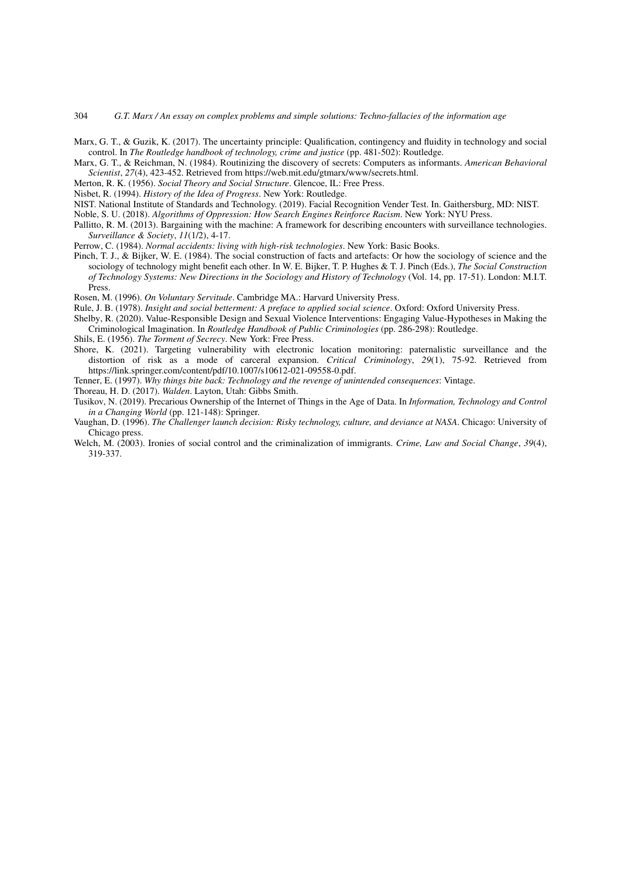Marx, G. T., & Guzik, K. (2017). The uncertainty principle: Qualification, contingency and fluidity in technology and social control. In *The Routledge handbook of technology, crime and justice* (pp. 481-502): Routledge.

Marx, G. T., & Reichman, N. (1984). Routinizing the discovery of secrets: Computers as informants. *American Behavioral Scientist*, *27*(4), 423-452. Retrieved from https://web.mit.edu/gtmarx/www/secrets.html.

Merton, R. K. (1956). *Social Theory and Social Structure*. Glencoe, IL: Free Press.

Nisbet, R. (1994). *History of the Idea of Progress*. New York: Routledge.

NIST. National Institute of Standards and Technology. (2019). Facial Recognition Vender Test. In. Gaithersburg, MD: NIST.

Noble, S. U. (2018). *Algorithms of Oppression: How Search Engines Reinforce Racism*. New York: NYU Press.

Pallitto, R. M. (2013). Bargaining with the machine: A framework for describing encounters with surveillance technologies. *Surveillance & Society*, *11*(1/2), 4-17.

Perrow, C. (1984). *Normal accidents: living with high-risk technologies*. New York: Basic Books.

Pinch, T. J., & Bijker, W. E. (1984). The social construction of facts and artefacts: Or how the sociology of science and the sociology of technology might benefit each other. In W. E. Bijker, T. P. Hughes & T. J. Pinch (Eds.), *The Social Construction of Technology Systems: New Directions in the Sociology and History of Technology* (Vol. 14, pp. 17-51). London: M.I.T. Press.

Rosen, M. (1996). *On Voluntary Servitude*. Cambridge MA.: Harvard University Press.

Rule, J. B. (1978). *Insight and social betterment: A preface to applied social science*. Oxford: Oxford University Press.

Shelby, R. (2020). Value-Responsible Design and Sexual Violence Interventions: Engaging Value-Hypotheses in Making the Criminological Imagination. In *Routledge Handbook of Public Criminologies* (pp. 286-298): Routledge.

Shils, E. (1956). *The Torment of Secrecy*. New York: Free Press.

Shore, K. (2021). Targeting vulnerability with electronic location monitoring: paternalistic surveillance and the distortion of risk as a mode of carceral expansion. *Critical Criminology*, *29*(1), 75-92. Retrieved from https://link.springer.com/content/pdf/10.1007/s10612-021-09558-0.pdf.

Tenner, E. (1997). *Why things bite back: Technology and the revenge of unintended consequences*: Vintage.

Thoreau, H. D. (2017). *Walden*. Layton, Utah: Gibbs Smith.

Tusikov, N. (2019). Precarious Ownership of the Internet of Things in the Age of Data. In *Information, Technology and Control in a Changing World* (pp. 121-148): Springer.

Vaughan, D. (1996). *The Challenger launch decision: Risky technology, culture, and deviance at NASA*. Chicago: University of Chicago press.

Welch, M. (2003). Ironies of social control and the criminalization of immigrants. *Crime, Law and Social Change*, *39*(4), 319-337.